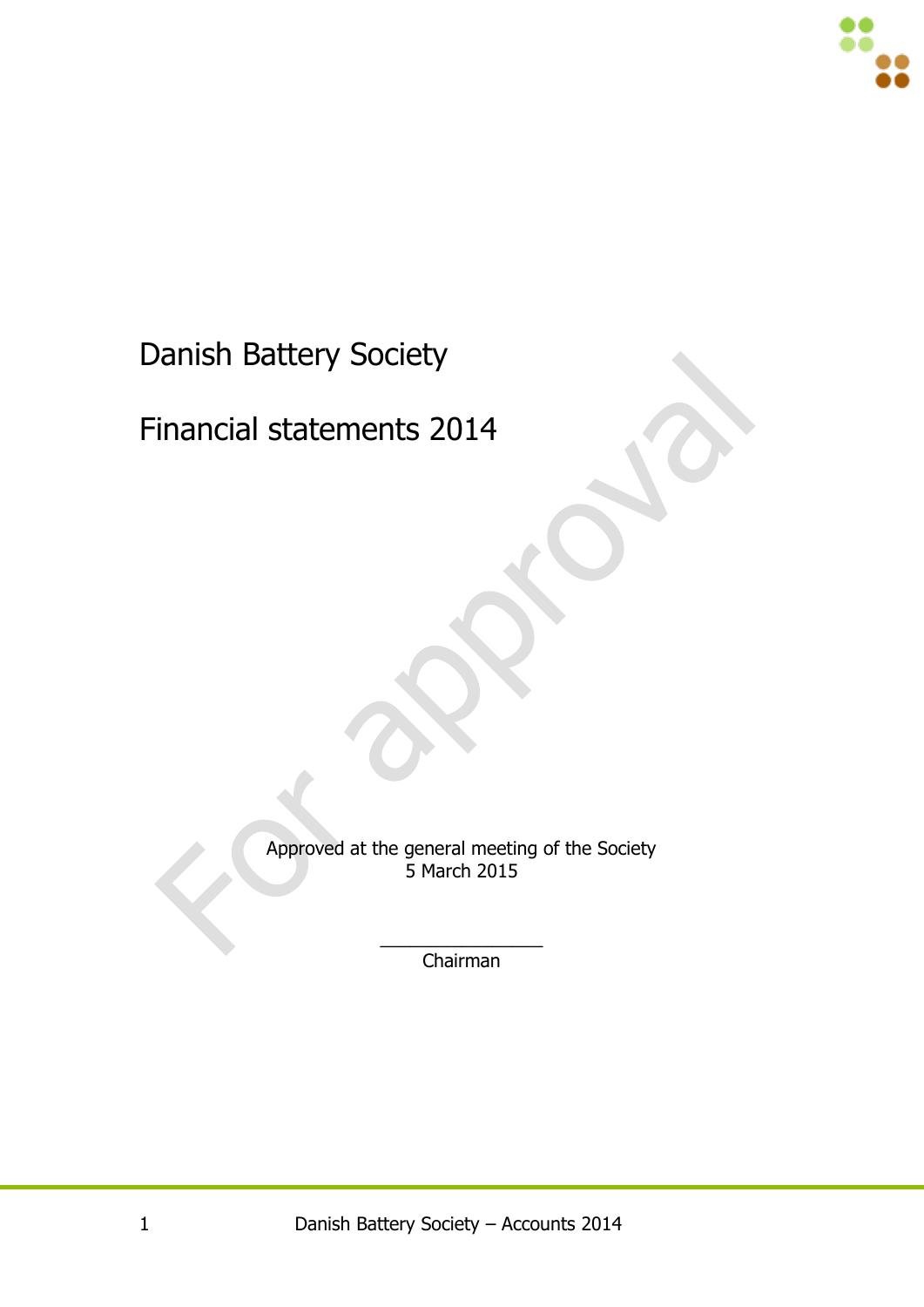# Danish Battery Society

# Financial statements 2014

For approval

Approved at the general meeting of the Society
5 March 2015

_________________
Chairman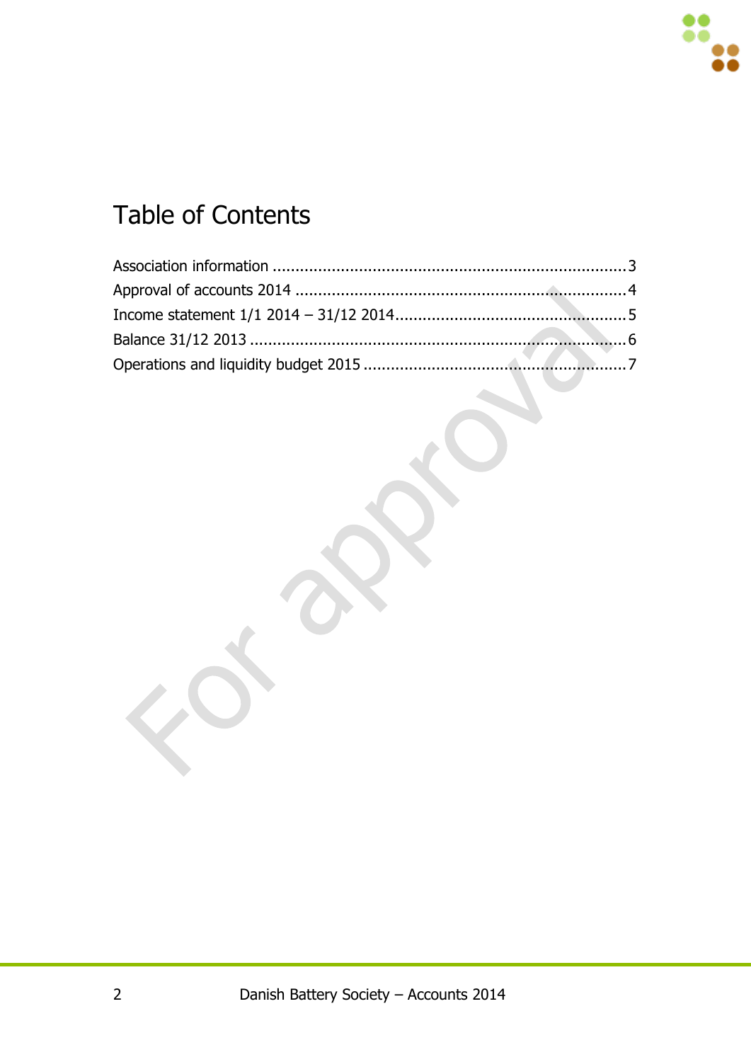# Table of Contents

Association information .......................................................................... 3
Approval of accounts 2014 ..................................................................... 4
Income statement 1/1 2014 – 31/12 2014 ................................................. 5
Balance 31/12 2013 ................................................................................ 6
Operations and liquidity budget 2015 ....................................................... 7

For approval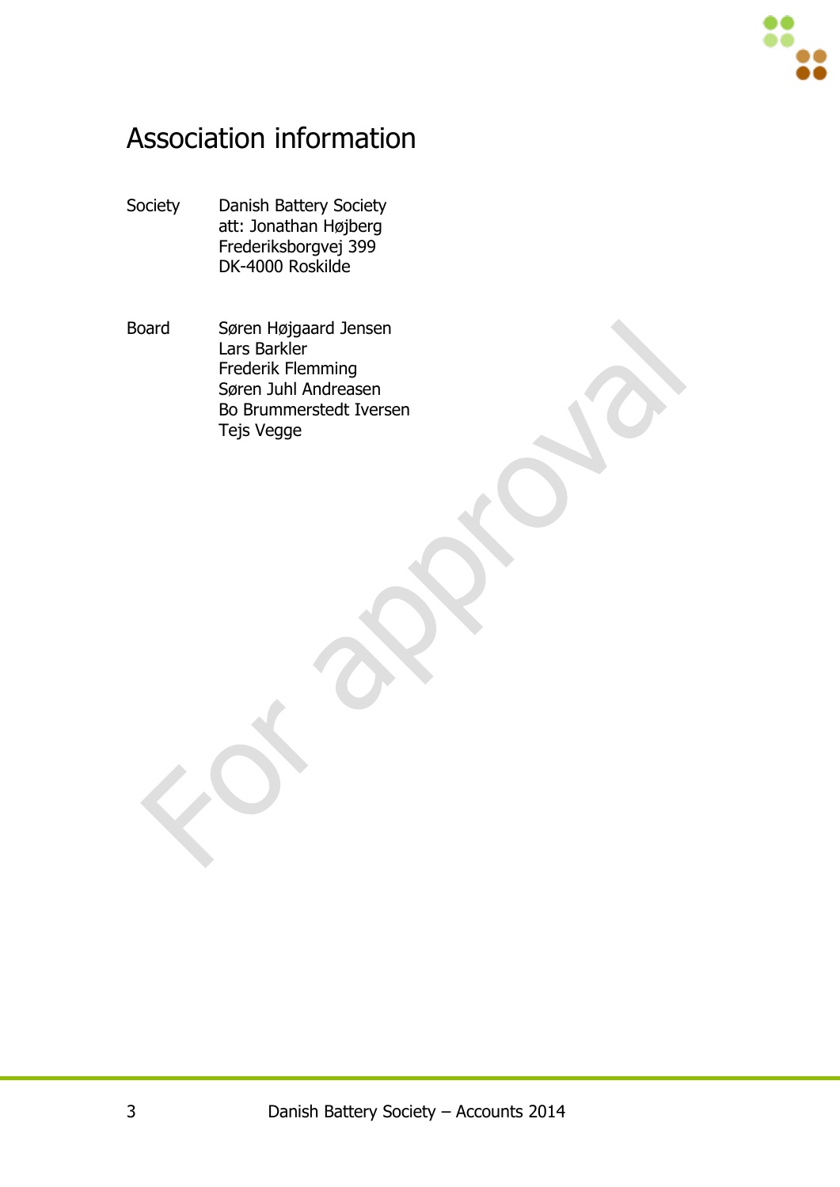# Association information

| | |
|---|---|
| Society | Danish Battery Society<br>att: Jonathan Højberg<br>Frederiksborgvej 399<br>DK-4000 Roskilde |
| Board | Søren Højgaard Jensen<br>Lars Barkler<br>Frederik Flemming<br>Søren Juhl Andreasen<br>Bo Brummerstedt Iversen<br>Tejs Vegge |

For approval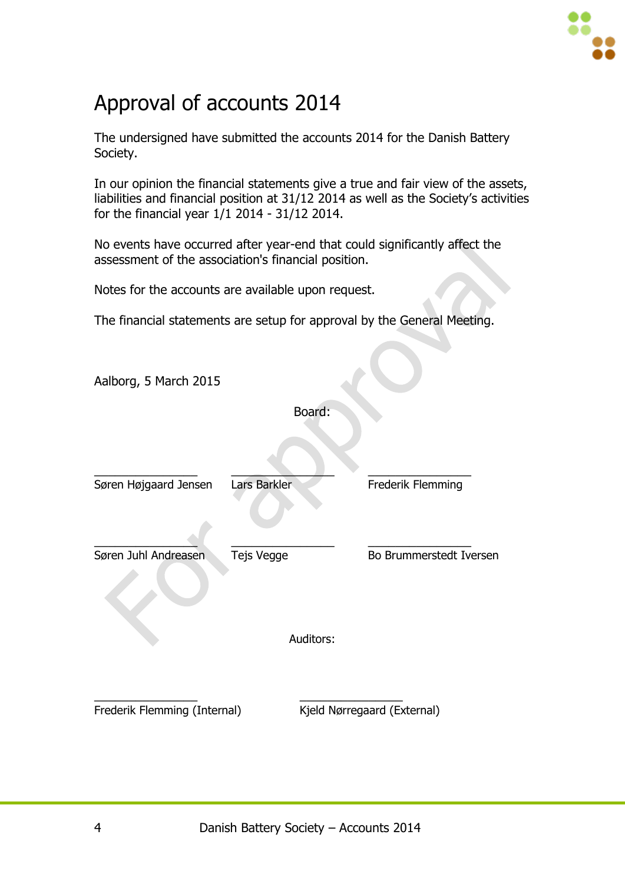# Approval of accounts 2014

The undersigned have submitted the accounts 2014 for the Danish Battery Society.

In our opinion the financial statements give a true and fair view of the assets, liabilities and financial position at 31/12 2014 as well as the Society's activities for the financial year 1/1 2014 - 31/12 2014.

No events have occurred after year-end that could significantly affect the assessment of the association's financial position.

Notes for the accounts are available upon request.

The financial statements are setup for approval by the General Meeting.

Aalborg, 5 March 2015

Board:

| ________________ | ________________ | ________________ |
|---|---|---|
| Søren Højgaard Jensen | Lars Barkler | Frederik Flemming |
| ________________ | ________________ | ________________ |
| Søren Juhl Andreasen | Tejs Vegge | Bo Brummerstedt Iversen |

Auditors:

| ________________ | ________________ |
|---|---|
| Frederik Flemming (Internal) | Kjeld Nørregaard (External) |

For approval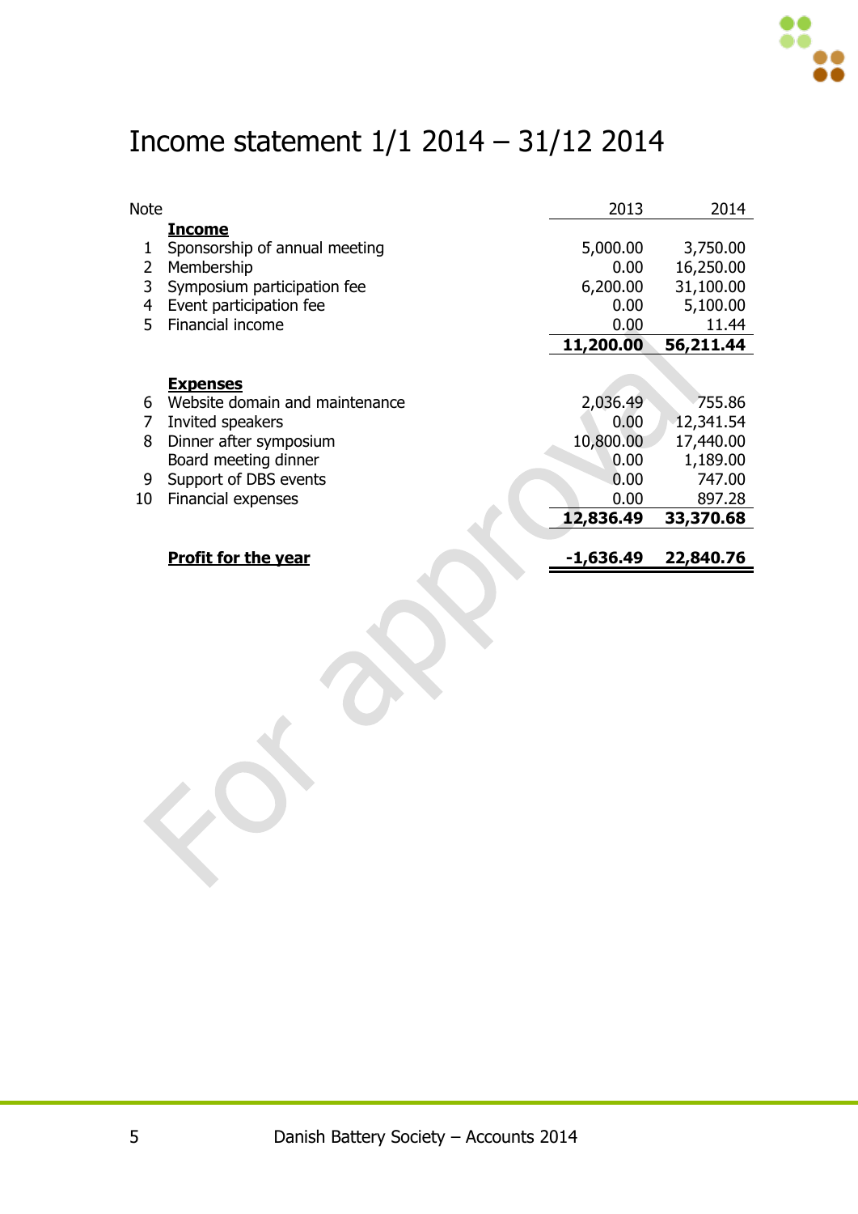# Income statement 1/1 2014 – 31/12 2014

| Note | | 2013 | 2014 |
|---|---|---|---|
| | **Income** | | |
| 1 | Sponsorship of annual meeting | 5,000.00 | 3,750.00 |
| 2 | Membership | 0.00 | 16,250.00 |
| 3 | Symposium participation fee | 6,200.00 | 31,100.00 |
| 4 | Event participation fee | 0.00 | 5,100.00 |
| 5 | Financial income | 0.00 | 11.44 |
| | | **11,200.00** | **56,211.44** |
| | **Expenses** | | |
| 6 | Website domain and maintenance | 2,036.49 | 755.86 |
| 7 | Invited speakers | 0.00 | 12,341.54 |
| 8 | Dinner after symposium | 10,800.00 | 17,440.00 |
| | Board meeting dinner | 0.00 | 1,189.00 |
| 9 | Support of DBS events | 0.00 | 747.00 |
| 10 | Financial expenses | 0.00 | 897.28 |
| | | **12,836.49** | **33,370.68** |
| | **Profit for the year** | **-1,636.49** | **22,840.76** |

For approval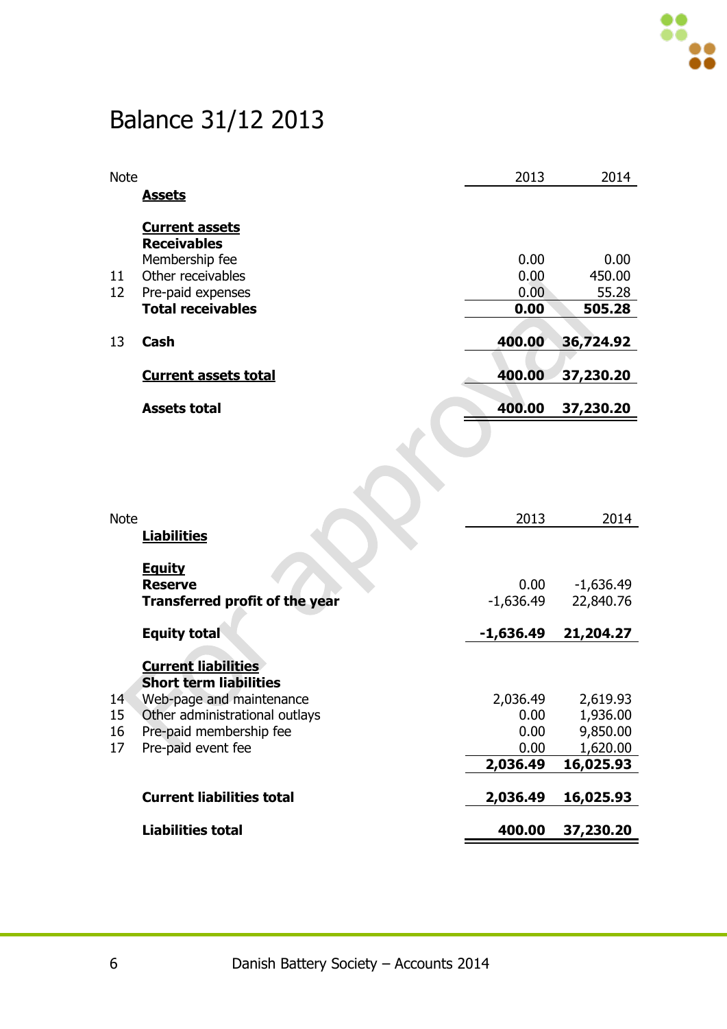# Balance 31/12 2013

| Note | | 2013 | 2014 |
|---|---|---|---|
| | **Assets** | | |
| | **Current assets** | | |
| | **Receivables** | | |
| | Membership fee | 0.00 | 0.00 |
| 11 | Other receivables | 0.00 | 450.00 |
| 12 | Pre-paid expenses | 0.00 | 55.28 |
| | **Total receivables** | **0.00** | **505.28** |
| 13 | **Cash** | **400.00** | **36,724.92** |
| | **Current assets total** | **400.00** | **37,230.20** |
| | **Assets total** | **400.00** | **37,230.20** |

| Note | | 2013 | 2014 |
|---|---|---|---|
| | **Liabilities** | | |
| | **Equity** | | |
| | **Reserve** | 0.00 | -1,636.49 |
| | **Transferred profit of the year** | -1,636.49 | 22,840.76 |
| | **Equity total** | **-1,636.49** | **21,204.27** |
| | **Current liabilities** | | |
| | **Short term liabilities** | | |
| 14 | Web-page and maintenance | 2,036.49 | 2,619.93 |
| 15 | Other administrational outlays | 0.00 | 1,936.00 |
| 16 | Pre-paid membership fee | 0.00 | 9,850.00 |
| 17 | Pre-paid event fee | 0.00 | 1,620.00 |
| | | **2,036.49** | **16,025.93** |
| | **Current liabilities total** | **2,036.49** | **16,025.93** |
| | **Liabilities total** | **400.00** | **37,230.20** |

For approval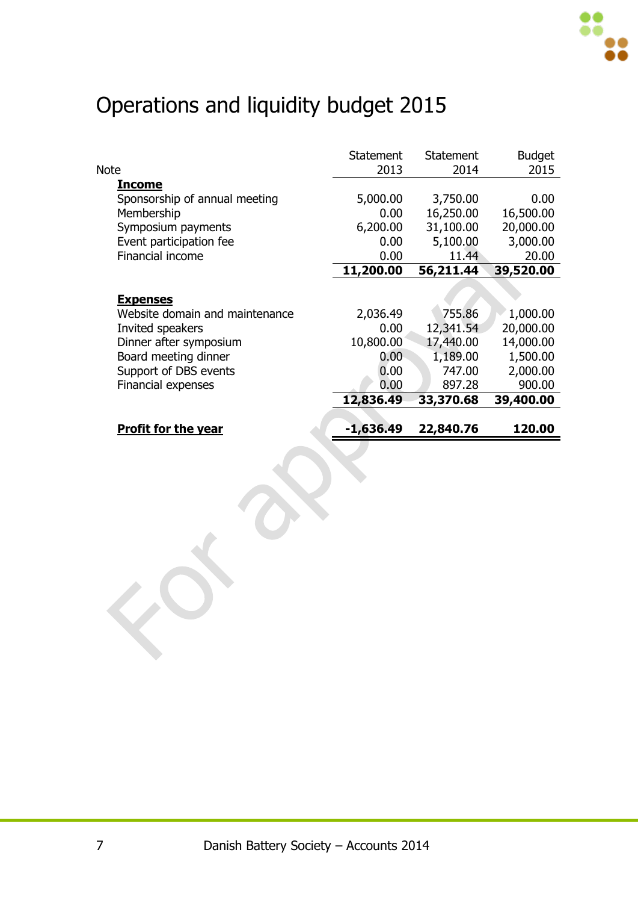# Operations and liquidity budget 2015

| Note | | Statement 2013 | Statement 2014 | Budget 2015 |
|---|---|---|---|---|
| | **Income** | | | |
| | Sponsorship of annual meeting | 5,000.00 | 3,750.00 | 0.00 |
| | Membership | 0.00 | 16,250.00 | 16,500.00 |
| | Symposium payments | 6,200.00 | 31,100.00 | 20,000.00 |
| | Event participation fee | 0.00 | 5,100.00 | 3,000.00 |
| | Financial income | 0.00 | 11.44 | 20.00 |
| | | **11,200.00** | **56,211.44** | **39,520.00** |
| | **Expenses** | | | |
| | Website domain and maintenance | 2,036.49 | 755.86 | 1,000.00 |
| | Invited speakers | 0.00 | 12,341.54 | 20,000.00 |
| | Dinner after symposium | 10,800.00 | 17,440.00 | 14,000.00 |
| | Board meeting dinner | 0.00 | 1,189.00 | 1,500.00 |
| | Support of DBS events | 0.00 | 747.00 | 2,000.00 |
| | Financial expenses | 0.00 | 897.28 | 900.00 |
| | | **12,836.49** | **33,370.68** | **39,400.00** |
| | **Profit for the year** | **-1,636.49** | **22,840.76** | **120.00** |

For approval